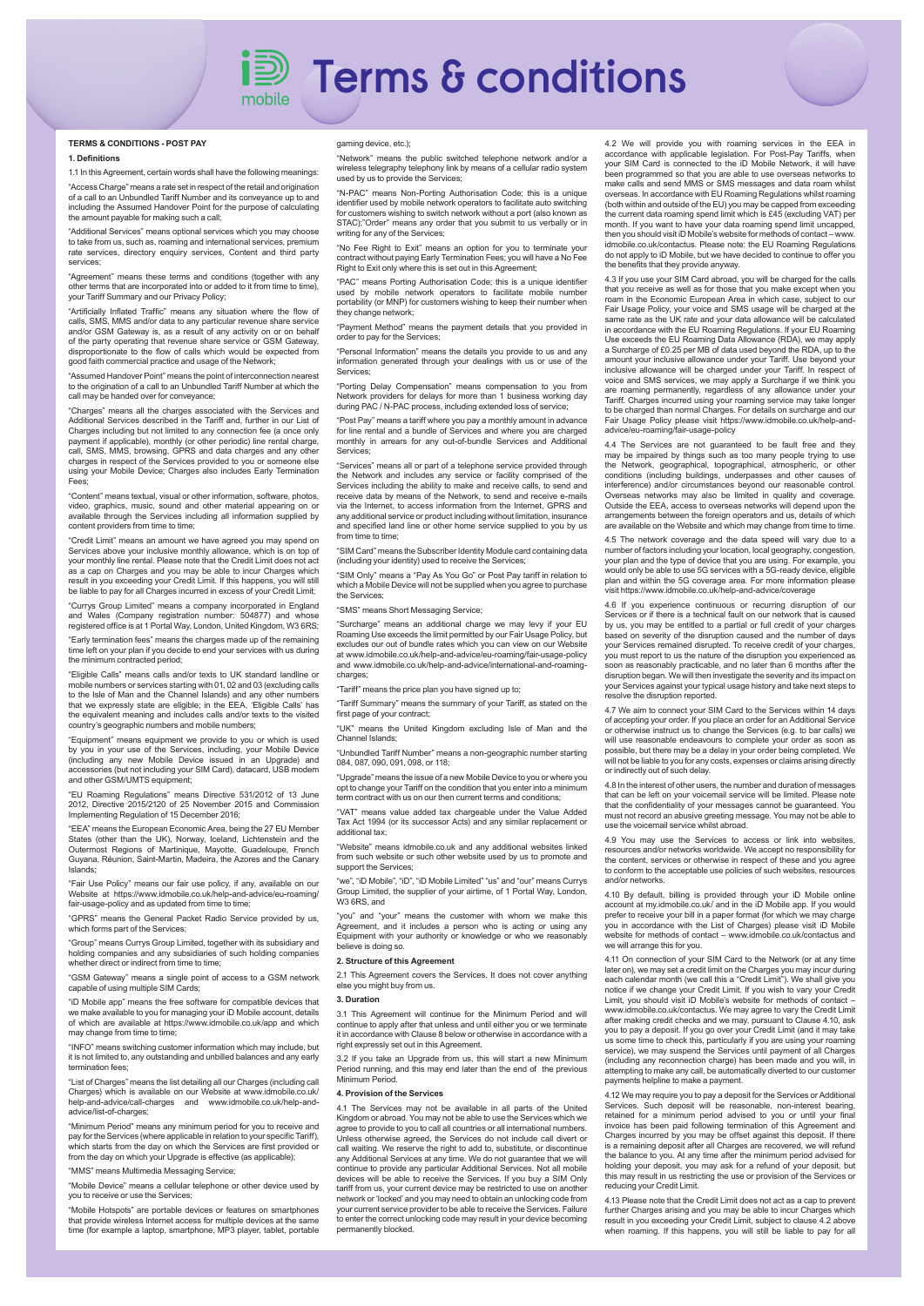# Terms & conditions

**TERMS & CONDITIONS - POST PAY**

**1. Definitions**

1.1 In this Agreement, certain words shall have the following meanings:

"Access Charge" means a rate set in respect of the retail and origination of a call to an Unbundled Tariff Number and its conveyance up to and including the Assumed Handover Point for the purpose of calculating the amount payable for making such a call;

"Additional Services" means optional services which you may choose to take from us, such as, roaming and international services, premium rate services, directory enquiry services, Content and third party services;

"Agreement" means these terms and conditions (together with any other terms that are incorporated into or added to it from time to time), your Tariff Summary and our Privacy Policy;

"Artificially Inflated Traffic" means any situation where the flow of calls, SMS, MMS and/or data to any particular revenue share service and/or GSM Gateway is, as a result of any activity on or on behalf of the party operating that revenue share service or GSM Gateway, disproportionate to the flow of calls which would be expected from good faith commercial practice and usage of the Network;

"Assumed Handover Point" means the point of interconnection nearest to the origination of a call to an Unbundled Tariff Number at which the call may be handed over for conveyance;

"Charges" means all the charges associated with the Services and Additional Services described in the Tariff and, further in our List of Charges including but not limited to any connection fee (a once only payment if applicable), monthly (or other periodic) line rental charge, call, SMS, MMS, browsing, GPRS and data charges and any other charges in respect of the Services provided to you or someone else using your Mobile Device; Charges also includes Early Termination Fees;

"Content" means textual, visual or other information, software, photos, video, graphics, music, sound and other material appearing on or available through the Services including all information supplied by content providers from time to time;

"Credit Limit" means an amount we have agreed you may spend on Services above your inclusive monthly allowance, which is on top of your monthly line rental. Please note that the Credit Limit does not act as a cap on Charges and you may be able to incur Charges which result in you exceeding your Credit Limit. If this happens, you will still be liable to pay for all Charges incurred in excess of your Credit Limit;

"Currys Group Limited" means a company incorporated in England and Wales (Company registration number: 504877) and whose registered office is at 1 Portal Way, London, United Kingdom, W3 6RS;

"Early termination fees" means the charges made up of the remaining time left on your plan if you decide to end your services with us during the minimum contracted period;

"Eligible Calls" means calls and/or texts to UK standard landline or mobile numbers or services starting with 01, 02 and 03 (excluding calls to the Isle of Man and the Channel Islands) and any other numbers that we expressly state are eligible; in the EEA, 'Eligible Calls' has the equivalent meaning and includes calls and/or texts to the visited country's geographic numbers and mobile numbers;

"Equipment" means equipment we provide to you or which is used by you in your use of the Services, including, your Mobile Device (including any new Mobile Device issued in an Upgrade) and accessories (but not including your SIM Card), datacard, USB modem and other GSM/UMTS equipment;

"EU Roaming Regulations" means Directive 531/2012 of 13 June 2012, Directive 2015/2120 of 25 November 2015 and Commission Implementing Regulation of 15 December 2016;

"EEA" means the European Economic Area, being the 27 EU Member States (other than the UK), Norway, Iceland, Lichtenstein and the Outermost Regions of Martinique, Mayotte, Guadeloupe, French Guyana, Réunion, Saint-Martin, Madeira, the Azores and the Canary Islands;

"Fair Use Policy" means our fair use policy, if any, available on our Website at https://www.idmobile.co.uk/help-and-advice/eu-roaming/fair-usage-policy and as updated from time to time;

"GPRS" means the General Packet Radio Service provided by us, which forms part of the Services;

"Group" means Currys Group Limited, together with its subsidiary and holding companies and any subsidiaries of such holding companies whether direct or indirect from time to time;

"GSM Gateway" means a single point of access to a GSM network capable of using multiple SIM Cards;

"iD Mobile app" means the free software for compatible devices that we make available to you for managing your iD Mobile account, details of which are available at https://www.idmobile.co.uk/app and which may change from time to time;

"INFO" means switching customer information which may include, but it is not limited to, any outstanding and unbilled balances and any early termination fees;

"List of Charges" means the list detailing all our Charges (including call Charges) which is available on our Website at www.idmobile.co.uk/help-and-advice/call-charges and www.idmobile.co.uk/help-and-advice/list-of-charges;

"Minimum Period" means any minimum period for you to receive and pay for the Services (where applicable in relation to your specific Tariff), which starts from the day on which the Services are first provided or from the day on which your Upgrade is effective (as applicable);

"MMS" means Multimedia Messaging Service;

"Mobile Device" means a cellular telephone or other device used by you to receive or use the Services;

"Mobile Hotspots" are portable devices or features on smartphones that provide wireless Internet access for multiple devices at the same time (for example a laptop, smartphone, MP3 player, tablet, portable gaming device, etc.);

"Network" means the public switched telephone network and/or a wireless telegraphy telephony link by means of a cellular radio system used by us to provide the Services;

"N-PAC" means Non-Porting Authorisation Code; this is a unique identifier used by mobile network operators to facilitate auto switching for customers wishing to switch network without a port (also known as STAC);"Order" means any order that you submit to us verbally or in writing for any of the Services;

"No Fee Right to Exit" means an option for you to terminate your contract without paying Early Termination Fees; you will have a No Fee Right to Exit only where this is set out in this Agreement;

"PAC" means Porting Authorisation Code; this is a unique identifier used by mobile network operators to facilitate mobile number portability (or MNP) for customers wishing to keep their number when they change network;

"Payment Method" means the payment details that you provided in order to pay for the Services;

"Personal Information" means the details you provide to us and any information generated through your dealings with us or use of the Services;

"Porting Delay Compensation" means compensation to you from Network providers for delays for more than 1 business working day during PAC / N-PAC process, including extended loss of service;

"Post Pay" means a tariff where you pay a monthly amount in advance for line rental and a bundle of Services and where you are charged monthly in arrears for any out-of-bundle Services and Additional Services;

"Services" means all or part of a telephone service provided through the Network and includes any service or facility comprised of the Services including the ability to make and receive calls, to send and receive data by means of the Network, to send and receive e-mails via the Internet, to access information from the Internet, GPRS and any additional service or product including without limitation, insurance and specified land line or other home service supplied to you by us from time to time;

"SIM Card" means the Subscriber Identity Module card containing data (including your identity) used to receive the Services;

"SIM Only" means a "Pay As You Go" or Post Pay tariff in relation to which a Mobile Device will not be supplied when you agree to purchase the Services;

"SMS" means Short Messaging Service;

"Surcharge" means an additional charge we may levy if your EU Roaming Use exceeds the limit permitted by our Fair Usage Policy, but excludes our out of bundle rates which you can view on our Website at www.idmobile.co.uk/help-and-advice/eu-roaming/fair-usage-policy and www.idmobile.co.uk/help-and-advice/international-and-roaming-charges;

"Tariff" means the price plan you have signed up to;

"Tariff Summary" means the summary of your Tariff, as stated on the first page of your contract;

"UK" means the United Kingdom excluding Isle of Man and the Channel Islands;

"Unbundled Tariff Number" means a non-geographic number starting 084, 087, 090, 091, 098, or 118;

"Upgrade" means the issue of a new Mobile Device to you or where you opt to change your Tariff on the condition that you enter into a minimum term contract with us on our then current terms and conditions;

"VAT" means value added tax chargeable under the Value Added Tax Act 1994 (or its successor Acts) and any similar replacement or additional tax;

"Website" means idmobile.co.uk and any additional websites linked from such website or such other website used by us to promote and support the Services;

"we", "iD Mobile", "iD", "iD Mobile Limited" "us" and "our" means Currys Group Limited, the supplier of your airtime, of 1 Portal Way, London, W3 6RS, and

"you" and "your" means the customer with whom we make this Agreement, and it includes a person who is acting or using any Equipment with your authority or knowledge or who we reasonably believe is doing so.

**2. Structure of this Agreement**

2.1 This Agreement covers the Services. It does not cover anything else you might buy from us.

**3. Duration**

3.1 This Agreement will continue for the Minimum Period and will continue to apply after that unless and until either you or we terminate it in accordance with Clause 8 below or otherwise in accordance with a right expressly set out in this Agreement.

3.2 If you take an Upgrade from us, this will start a new Minimum Period running, and this may end later than the end of the previous Minimum Period.

**4. Provision of the Services**

4.1 The Services may not be available in all parts of the United Kingdom or abroad. You may not be able to use the Services which we agree to provide to you to call all countries or all international numbers. Unless otherwise agreed, the Services do not include call divert or call waiting. We reserve the right to add to, substitute, or discontinue any Additional Services at any time. We do not guarantee that we will continue to provide any particular Additional Services. Not all mobile devices will be able to receive the Services. If you buy a SIM Only tariff from us, your current device may be restricted to use on another network or 'locked' and you may need to obtain an unlocking code from your current service provider to be able to receive the Services. Failure to enter the correct unlocking code may result in your device becoming permanently blocked.

4.2 We will provide you with roaming services in the EEA in accordance with applicable legislation. For Post-Pay Tariffs, when your SIM Card is connected to the iD Mobile Network, it will have been programmed so that you are able to use overseas networks to make calls and send MMS or SMS messages and data roam whilst overseas. In accordance with EU Roaming Regulations whilst roaming (both within and outside of the EU) you may be capped from exceeding the current data roaming spend limit which is £45 (excluding VAT) per month. If you want to have your data roaming spend limit uncapped, then you should visit iD Mobile's website for methods of contact – www.idmobile.co.uk/contactus. Please note: the EU Roaming Regulations do not apply to iD Mobile, but we have decided to continue to offer you the benefits that they provide anyway.

4.3 If you use your SIM Card abroad, you will be charged for the calls that you receive as well as for those that you make except when you roam in the Economic European Area in which case, subject to our Fair Usage Policy, your voice and SMS usage will be charged at the same rate as the UK rate and your data allowance will be calculated in accordance with the EU Roaming Regulations. If your EU Roaming Use exceeds the EU Roaming Data Allowance (RDA), we may apply a Surcharge of £0.25 per MB of data used beyond the RDA, up to the amount your inclusive allowance under your Tariff. Use beyond your inclusive allowance will be charged under your Tariff. In respect of voice and SMS services, we may apply a Surcharge if we think you are roaming permanently, regardless of any allowance under your Tariff. Charges incurred using your roaming service may take longer to be charged than normal Charges. For details on surcharge and our Fair Usage Policy please visit https://www.idmobile.co.uk/help-and-advice/eu-roaming/fair-usage-policy

4.4 The Services are not guaranteed to be fault free and they may be impaired by things such as too many people trying to use the Network, geographical, topographical, atmospheric, or other conditions (including buildings, underpasses and other causes of interference) and/or circumstances beyond our reasonable control. Overseas networks may also be limited in quality and coverage. Outside the EEA, access to overseas networks will depend upon the arrangements between the foreign operators and us, details of which are available on the Website and which may change from time to time.

4.5 The network coverage and the data speed will vary due to a number of factors including your location, local geography, congestion, your plan and the type of device that you are using. For example, you would only be able to use 5G services with a 5G-ready device, eligible plan and within the 5G coverage area. For more information please visit https://www.idmobile.co.uk/help-and-advice/coverage

4.6 If you experience continuous or recurring disruption of our Services or if there is a technical fault on our network that is caused by us, you may be entitled to a partial or full credit of your charges based on severity of the disruption caused and the number of days your Services remained disrupted. To receive credit of your charges, you must report to us the nature of the disruption you experienced as soon as reasonably practicable, and no later than 6 months after the disruption began. We will then investigate the severity and its impact on your Services against your typical usage history and take next steps to resolve the disruption reported.

4.7 We aim to connect your SIM Card to the Services within 14 days of accepting your order. If you place an order for an Additional Service or otherwise instruct us to change the Services (e.g. to bar calls) we will use reasonable endeavours to complete your order as soon as possible, but there may be a delay in your order being completed. We will not be liable to you for any costs, expenses or claims arising directly or indirectly out of such delay.

4.8 In the interest of other users, the number and duration of messages that can be left on your voicemail service will be limited. Please note that the confidentiality of your messages cannot be guaranteed. You must not record an abusive greeting message. You may not be able to use the voicemail service whilst abroad.

4.9 You may use the Services to access or link into websites, resources and/or networks worldwide. We accept no responsibility for the content, services or otherwise in respect of these and you agree to conform to the acceptable use policies of such websites, resources and/or networks.

4.10 By default, billing is provided through your iD Mobile online account at my.idmobile.co.uk/ and in the iD Mobile app. If you would prefer to receive your bill in a paper format (for which we may charge you in accordance with the List of Charges) please visit iD Mobile website for methods of contact – www.idmobile.co.uk/contactus and we will arrange this for you.

4.11 On connection of your SIM Card to the Network (or at any time later on), we may set a credit limit on the Charges you may incur during each calendar month (we call this a "Credit Limit"). We shall give you notice if we change your Credit Limit. If you wish to vary your Credit Limit, you should visit iD Mobile's website for methods of contact – www.idmobile.co.uk/contactus. We may agree to vary the Credit Limit after making credit checks and we may, pursuant to Clause 4.10, ask you to pay a deposit. If you go over your Credit Limit (and it may take us some time to check this, particularly if you are using your roaming service), we may suspend the Services until payment of all Charges (including any reconnection charge) has been made and you will, in attempting to make any call, be automatically diverted to our customer payments helpline to make a payment.

4.12 We may require you to pay a deposit for the Services or Additional Services. Such deposit will be reasonable, non-interest bearing, retained for a minimum period advised to you or until your final invoice has been paid following termination of this Agreement and Charges incurred by you may be offset against this deposit. If there is a remaining deposit after all Charges are recovered, we will refund the balance to you. At any time after the minimum period advised for holding your deposit, you may ask for a refund of your deposit, but this may result in us restricting the use or provision of the Services or reducing your Credit Limit.

4.13 Please note that the Credit Limit does not act as a cap to prevent further Charges arising and you may be able to incur Charges which result in you exceeding your Credit Limit, subject to clause 4.2 above when roaming. If this happens, you will still be liable to pay for all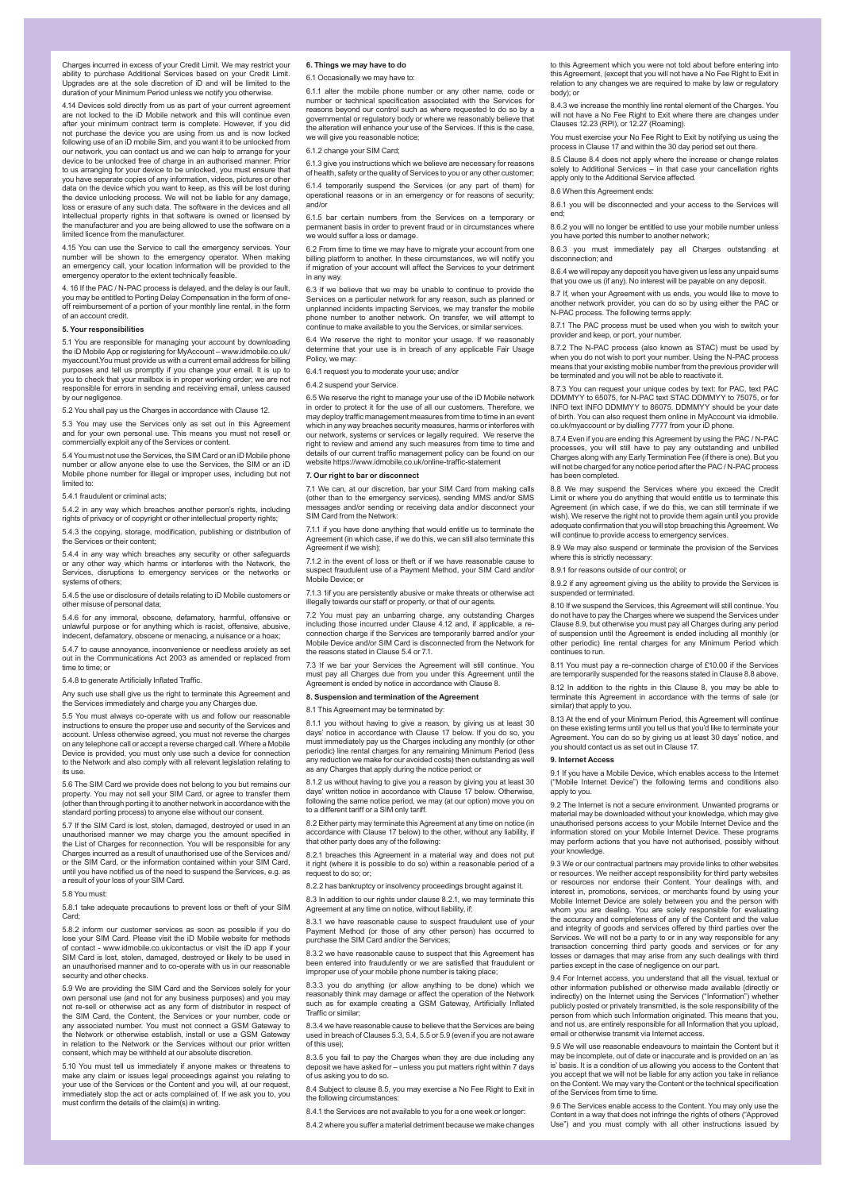Charges incurred in excess of your Credit Limit. We may restrict your ability to purchase Additional Services based on your Credit Limit. Upgrades are at the sole discretion of iD and will be limited to the duration of your Minimum Period unless we notify you otherwise.

4.14 Devices sold directly from us as part of your current agreement are not locked to the iD Mobile network and this will continue even after your minimum contract term is complete. However, if you did not purchase the device you are using from us and is now locked following use of an iD mobile Sim, and you want it to be unlocked from our network, you can contact us and we can help to arrange for your device to be unlocked free of charge in an authorised manner. Prior to us arranging for your device to be unlocked, you must ensure that you have separate copies of any information, videos, pictures or other data on the device which you want to keep, as this will be lost during the device unlocking process. We will not be liable for any damage, loss or erasure of any such data. The software in the devices and all intellectual property rights in that software is owned or licensed by the manufacturer and you are being allowed to use the software on a limited licence from the manufacturer.

4.15 You can use the Service to call the emergency services. Your number will be shown to the emergency operator. When making an emergency call, your location information will be provided to the emergency operator to the extent technically feasible.

4. 16 If the PAC / N-PAC process is delayed, and the delay is our fault, you may be entitled to Porting Delay Compensation in the form of one-off reimbursement of a portion of your monthly line rental, in the form of an account credit.

**5. Your responsibilities**

5.1 You are responsible for managing your account by downloading the iD Mobile App or registering for MyAccount – www.idmobile.co.uk/myaccount.You must provide us with a current email address for billing purposes and tell us promptly if you change your email. It is up to you to check that your mailbox is in proper working order; we are not responsible for errors in sending and receiving email, unless caused by our negligence.

5.2 You shall pay us the Charges in accordance with Clause 12.

5.3 You may use the Services only as set out in this Agreement and for your own personal use. This means you must not resell or commercially exploit any of the Services or content.

5.4 You must not use the Services, the SIM Card or an iD Mobile phone number or allow anyone else to use the Services, the SIM or an iD Mobile phone number for illegal or improper uses, including but not limited to:

5.4.1 fraudulent or criminal acts;

5.4.2 in any way which breaches another person's rights, including rights of privacy or of copyright or other intellectual property rights;

5.4.3 the copying, storage, modification, publishing or distribution of the Services or their content;

5.4.4 in any way which breaches any security or other safeguards or any other way which harms or interferes with the Network, the Services, disruptions to emergency services or the networks or systems of others;

5.4.5 the use or disclosure of details relating to iD Mobile customers or other misuse of personal data;

5.4.6 for any immoral, obscene, defamatory, harmful, offensive or unlawful purpose or for anything which is racist, offensive, abusive, indecent, defamatory, obscene or menacing, a nuisance or a hoax;

5.4.7 to cause annoyance, inconvenience or needless anxiety as set out in the Communications Act 2003 as amended or replaced from time to time; or

5.4.8 to generate Artificially Inflated Traffic.

Any such use shall give us the right to terminate this Agreement and the Services immediately and charge you any Charges due.

5.5 You must always co-operate with us and follow our reasonable instructions to ensure the proper use and security of the Services and account. Unless otherwise agreed, you must not reverse the charges on any telephone call or accept a reverse charged call. Where a Mobile Device is provided, you must only use such a device for connection to the Network and also comply with all relevant legislation relating to its use.

5.6 The SIM Card we provide does not belong to you but remains our property. You may not sell your SIM Card, or agree to transfer them (other than through porting it to another network in accordance with the standard porting process) to anyone else without our consent.

5.7 If the SIM Card is lost, stolen, damaged, destroyed or used in an unauthorised manner we may charge you the amount specified in the List of Charges for reconnection. You will be responsible for any Charges incurred as a result of unauthorised use of the Services and/or the SIM Card, or the information contained within your SIM Card, until you have notified us of the need to suspend the Services, e.g. as a result of your loss of your SIM Card.

5.8 You must:

5.8.1 take adequate precautions to prevent loss or theft of your SIM Card;

5.8.2 inform our customer services as soon as possible if you do lose your SIM Card. Please visit the iD Mobile website for methods of contact - www.idmobile.co.uk/contactus or visit the iD app if your SIM Card is lost, stolen, damaged, destroyed or likely to be used in an unauthorised manner and to co-operate with us in our reasonable security and other checks.

5.9 We are providing the SIM Card and the Services solely for your own personal use (and not for any business purposes) and you may not re-sell or otherwise act as any form of distributor in respect of the SIM Card, the Content, the Services or your number, code or any associated number. You must not connect a GSM Gateway to the Network or otherwise establish, install or use a GSM Gateway in relation to the Network or the Services without our prior written consent, which may be withheld at our absolute discretion.

5.10 You must tell us immediately if anyone makes or threatens to make any claim or issues legal proceedings against you relating to your use of the Services or the Content and you will, at our request, immediately stop the act or acts complained of. If we ask you to, you must confirm the details of the claim(s) in writing.

**6. Things we may have to do**

6.1 Occasionally we may have to:

6.1.1 alter the mobile phone number or any other name, code or number or technical specification associated with the Services for reasons beyond our control such as where requested to do so by a governmental or regulatory body or where we reasonably believe that the alteration will enhance your use of the Services. If this is the case, we will give you reasonable notice;

6.1.2 change your SIM Card;

6.1.3 give you instructions which we believe are necessary for reasons of health, safety or the quality of Services to you or any other customer;

6.1.4 temporarily suspend the Services (or any part of them) for operational reasons or in an emergency or for reasons of security; and/or

6.1.5 bar certain numbers from the Services on a temporary or permanent basis in order to prevent fraud or in circumstances where we would suffer a loss or damage.

6.2 From time to time we may have to migrate your account from one billing platform to another. In these circumstances, we will notify you if migration of your account will affect the Services to your detriment in any way.

6.3 If we believe that we may be unable to continue to provide the Services on a particular network for any reason, such as planned or unplanned incidents impacting Services, we may transfer the mobile phone number to another network. On transfer, we will attempt to continue to make available to you the Services, or similar services.

6.4 We reserve the right to monitor your usage. If we reasonably determine that your use is in breach of any applicable Fair Usage Policy, we may:

6.4.1 request you to moderate your use; and/or

6.4.2 suspend your Service.

6.5 We reserve the right to manage your use of the iD Mobile network in order to protect it for the use of all our customers. Therefore, we may deploy traffic management measures from time to time in an event which in any way breaches security measures, harms or interferes with our network, systems or services or legally required. We reserve the right to review and amend any such measures from time to time and details of our current traffic management policy can be found on our website https://www.idmobile.co.uk/online-traffic-statement

**7. Our right to bar or disconnect**

7.1 We can, at our discretion, bar your SIM Card from making calls (other than to the emergency services), sending MMS and/or SMS messages and/or sending or receiving data and/or disconnect your SIM Card from the Network:

7.1.1 if you have done anything that would entitle us to terminate the Agreement (in which case, if we do this, we can still also terminate this Agreement if we wish);

7.1.2 in the event of loss or theft or if we have reasonable cause to suspect fraudulent use of a Payment Method, your SIM Card and/or Mobile Device; or

7.1.3 1if you are persistently abusive or make threats or otherwise act illegally towards our staff or property, or that of our agents.

7.2 You must pay an unbarring charge, any outstanding Charges including those incurred under Clause 4.12 and, if applicable, a re-connection charge if the Services are temporarily barred and/or your Mobile Device and/or SIM Card is disconnected from the Network for the reasons stated in Clause 5.4 or 7.1.

7.3 If we bar your Services the Agreement will still continue. You must pay all Charges due from you under this Agreement until the Agreement is ended by notice in accordance with Clause 8.

**8. Suspension and termination of the Agreement**

8.1 This Agreement may be terminated by:

8.1.1 you without having to give a reason, by giving us at least 30 days' notice in accordance with Clause 17 below. If you do so, you must immediately pay us the Charges including any monthly (or other periodic) line rental charges for any remaining Minimum Period (less any reduction we make for our avoided costs) then outstanding as well as any Charges that apply during the notice period; or

8.1.2 us without having to give you a reason by giving you at least 30 days' written notice in accordance with Clause 17 below. Otherwise, following the same notice period, we may (at our option) move you on to a different tariff or a SIM only tariff.

8.2 Either party may terminate this Agreement at any time on notice (in accordance with Clause 17 below) to the other, without any liability, if that other party does any of the following:

8.2.1 breaches this Agreement in a material way and does not put it right (where it is possible to do so) within a reasonable period of a request to do so; or;

8.2.2 has bankruptcy or insolvency proceedings brought against it.

8.3 In addition to our rights under clause 8.2.1, we may terminate this Agreement at any time on notice, without liability, if:

8.3.1 we have reasonable cause to suspect fraudulent use of your Payment Method (or those of any other person) has occurred to purchase the SIM Card and/or the Services;

8.3.2 we have reasonable cause to suspect that this Agreement has been entered into fraudulently or we are satisfied that fraudulent or improper use of your mobile phone number is taking place;

8.3.3 you do anything (or allow anything to be done) which we reasonably think may damage or affect the operation of the Network such as for example creating a GSM Gateway, Artificially Inflated Traffic or similar;

8.3.4 we have reasonable cause to believe that the Services are being used in breach of Clauses 5.3, 5.4, 5.5 or 5.9 (even if you are not aware of this use);

8.3.5 you fail to pay the Charges when they are due including any deposit we have asked for – unless you put matters right within 7 days of us asking you to do so.

8.4 Subject to clause 8.5, you may exercise a No Fee Right to Exit in the following circumstances:

8.4.1 the Services are not available to you for a one week or longer:

8.4.2 where you suffer a material detriment because we make changes to this Agreement which you were not told about before entering into this Agreement, (except that you will not have a No Fee Right to Exit in relation to any changes we are required to make by law or regulatory body); or

8.4.3 we increase the monthly line rental element of the Charges. You will not have a No Fee Right to Exit where there are changes under Clauses 12.23 (RPI), or 12.27 (Roaming).

You must exercise your No Fee Right to Exit by notifying us using the process in Clause 17 and within the 30 day period set out there.

8.5 Clause 8.4 does not apply where the increase or change relates solely to Additional Services – in that case your cancellation rights apply only to the Additional Service affected.

8.6 When this Agreement ends:

8.6.1 you will be disconnected and your access to the Services will end;

8.6.2 you will no longer be entitled to use your mobile number unless you have ported this number to another network;

8.6.3 you must immediately pay all Charges outstanding at disconnection; and

8.6.4 we will repay any deposit you have given us less any unpaid sums that you owe us (if any). No interest will be payable on any deposit.

8.7 If, when your Agreement with us ends, you would like to move to another network provider, you can do so by using either the PAC or N-PAC process. The following terms apply:

8.7.1 The PAC process must be used when you wish to switch your provider and keep, or port, your number.

8.7.2 The N-PAC process (also known as STAC) must be used by when you do not wish to port your number. Using the N-PAC process means that your existing mobile number from the previous provider will be terminated and you will not be able to reactivate it.

8.7.3 You can request your unique codes by text: for PAC, text PAC DDMMYY to 65075, for N-PAC text STAC DDMMYY to 75075, or for INFO text INFO DDMMYY to 86075. DDMMYY should be your date of birth. You can also request them online in MyAccount via idmobile.co.uk/myaccount or by dialling 7777 from your iD phone.

8.7.4 Even if you are ending this Agreement by using the PAC / N-PAC processes, you will still have to pay any outstanding and unbilled Charges along with any Early Termination Fee (if there is one). But you will not be charged for any notice period after the PAC / N-PAC process has been completed.

8.8 We may suspend the Services where you exceed the Credit Limit or where you do anything that would entitle us to terminate this Agreement (in which case, if we do this, we can still terminate if we wish). We reserve the right not to provide them again until you provide adequate confirmation that you will stop breaching this Agreement. We will continue to provide access to emergency services.

8.9 We may also suspend or terminate the provision of the Services where this is strictly necessary:

8.9.1 for reasons outside of our control; or

8.9.2 if any agreement giving us the ability to provide the Services is suspended or terminated.

8.10 If we suspend the Services, this Agreement will still continue. You do not have to pay the Charges where we suspend the Services under Clause 8.9, but otherwise you must pay all Charges during any period of suspension until the Agreement is ended including all monthly (or other periodic) line rental charges for any Minimum Period which continues to run.

8.11 You must pay a re-connection charge of £10.00 if the Services are temporarily suspended for the reasons stated in Clause 8.8 above.

8.12 In addition to the rights in this Clause 8, you may be able to terminate this Agreement in accordance with the terms of sale (or similar) that apply to you.

8.13 At the end of your Minimum Period, this Agreement will continue on these existing terms until you tell us that you'd like to terminate your Agreement. You can do so by giving us at least 30 days' notice, and you should contact us as set out in Clause 17.

**9. Internet Access**

9.1 If you have a Mobile Device, which enables access to the Internet ("Mobile Internet Device") the following terms and conditions also apply to you.

9.2 The Internet is not a secure environment. Unwanted programs or material may be downloaded without your knowledge, which may give unauthorised persons access to your Mobile Internet Device and the information stored on your Mobile Internet Device. These programs may perform actions that you have not authorised, possibly without your knowledge.

9.3 We or our contractual partners may provide links to other websites or resources. We neither accept responsibility for third party websites or resources nor endorse their Content. Your dealings with, and interest in, promotions, services, or merchants found by using your Mobile Internet Device are solely between you and the person with whom you are dealing. You are solely responsible for evaluating the accuracy and completeness of any of the Content and the value and integrity of goods and services offered by third parties over the Services. We will not be a party to or in any way responsible for any transaction concerning third party goods and services or for any losses or damages that may arise from any such dealings with third parties except in the case of negligence on our part.

9.4 For Internet access, you understand that all the visual, textual or other information published or otherwise made available (directly or indirectly) on the Internet using the Services ("Information") whether publicly posted or privately transmitted, is the sole responsibility of the person from which such Information originated. This means that you, and not us, are entirely responsible for all Information that you upload, email or otherwise transmit via Internet access.

9.5 We will use reasonable endeavours to maintain the Content but it may be incomplete, out of date or inaccurate and is provided on an 'as is' basis. It is a condition of us allowing you access to the Content that you accept that we will not be liable for any action you take in reliance on the Content. We may vary the Content or the technical specification of the Services from time to time.

9.6 The Services enable access to the Content. You may only use the Content in a way that does not infringe the rights of others ("Approved Use") and you must comply with all other instructions issued by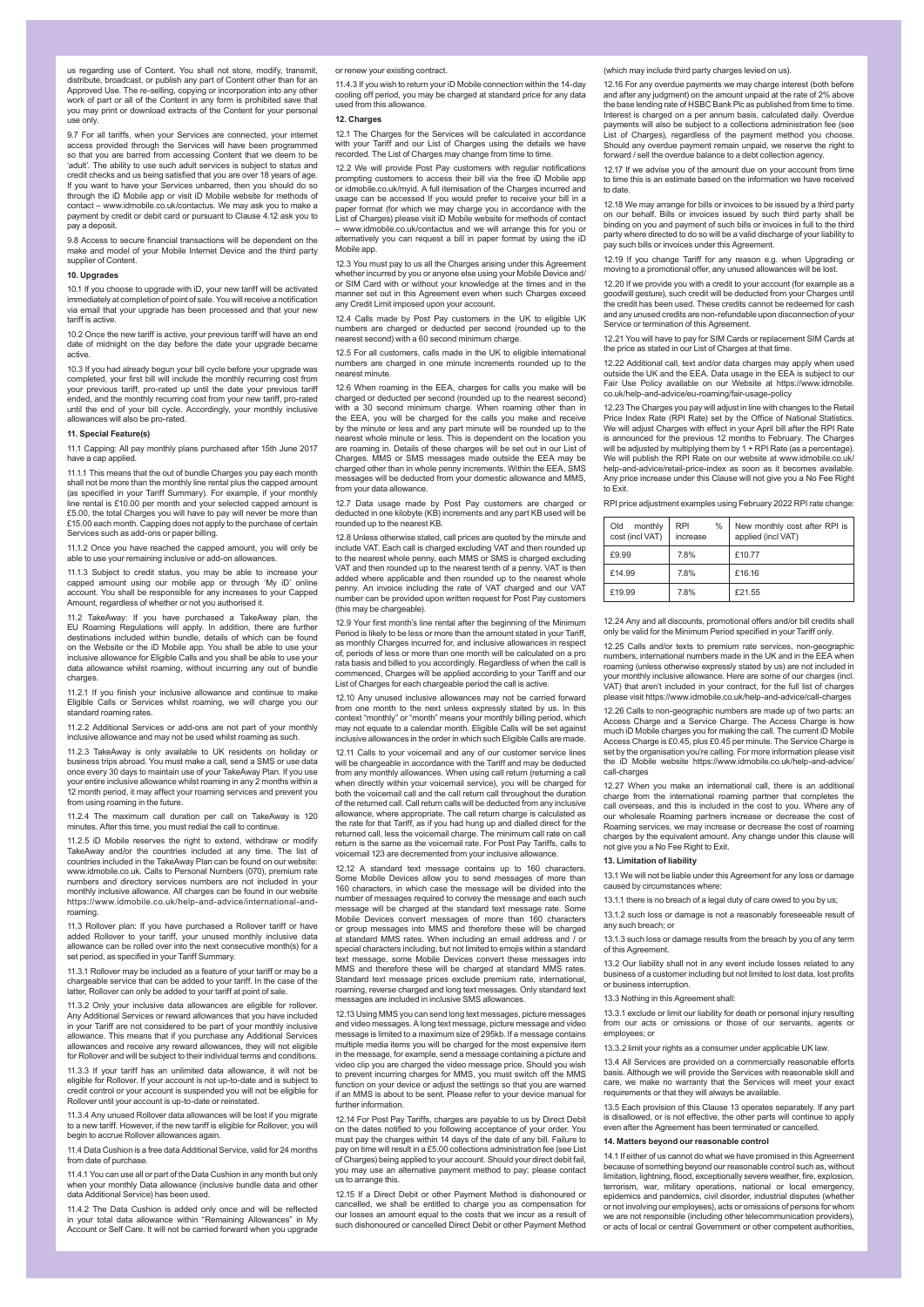us regarding use of Content. You shall not store, modify, transmit, distribute, broadcast, or publish any part of Content other than for an Approved Use. The re-selling, copying or incorporation into any other work of part or all of the Content in any form is prohibited save that you may print or download extracts of the Content for your personal use only.

9.7 For all tariffs, when your Services are connected, your internet access provided through the Services will have been programmed so that you are barred from accessing Content that we deem to be 'adult'. The ability to use such adult services is subject to status and credit checks and us being satisfied that you are over 18 years of age. If you want to have your Services unbarred, then you should do so through the iD Mobile app or visit iD Mobile website for methods of contact – www.idmobile.co.uk/contactus. We may ask you to make a payment by credit or debit card or pursuant to Clause 4.12 ask you to pay a deposit.

9.8 Access to secure financial transactions will be dependent on the make and model of your Mobile Internet Device and the third party supplier of Content.

**10. Upgrades**

10.1 If you choose to upgrade with iD, your new tariff will be activated immediately at completion of point of sale. You will receive a notification via email that your upgrade has been processed and that your new tariff is active.

10.2 Once the new tariff is active, your previous tariff will have an end date of midnight on the day before the date your upgrade became active.

10.3 If you had already begun your bill cycle before your upgrade was completed, your first bill will include the monthly recurring cost from your previous tariff, pro-rated up until the date your previous tariff ended, and the monthly recurring cost from your new tariff, pro-rated until the end of your bill cycle. Accordingly, your monthly inclusive allowances will also be pro-rated.

**11. Special Feature(s)**

11.1 Capping: All pay monthly plans purchased after 15th June 2017 have a cap applied.

11.1.1 This means that the out of bundle Charges you pay each month shall not be more than the monthly line rental plus the capped amount (as specified in your Tariff Summary). For example, if your monthly line rental is £10.00 per month and your selected capped amount is £5.00, the total Charges you will have to pay will never be more than £15.00 each month. Capping does not apply to the purchase of certain Services such as add-ons or paper billing.

11.1.2 Once you have reached the capped amount, you will only be able to use your remaining inclusive or add-on allowances.

11.1.3 Subject to credit status, you may be able to increase your capped amount using our mobile app or through 'My iD' online account. You shall be responsible for any increases to your Capped Amount, regardless of whether or not you authorised it.

11.2 TakeAway: If you have purchased a TakeAway plan, the EU Roaming Regulations will apply. In addition, there are further destinations included within bundle, details of which can be found on the Website or the iD Mobile app. You shall be able to use your inclusive allowance for Eligible Calls and you shall be able to use your data allowance whilst roaming, without incurring any out of bundle charges.

11.2.1 If you finish your inclusive allowance and continue to make Eligible Calls or Services whilst roaming, we will charge you our standard roaming rates.

11.2.2 Additional Services or add-ons are not part of your monthly inclusive allowance and may not be used whilst roaming as such.

11.2.3 TakeAway is only available to UK residents on holiday or business trips abroad. You must make a call, send a SMS or use data once every 30 days to maintain use of your TakeAway Plan. If you use your entire inclusive allowance whilst roaming in any 2 months within a 12 month period, it may affect your roaming services and prevent you from using roaming in the future.

11.2.4 The maximum call duration per call on TakeAway is 120 minutes. After this time, you must redial the call to continue.

11.2.5 iD Mobile reserves the right to extend, withdraw or modify TakeAway and/or the countries included at any time. The list of countries included in the TakeAway Plan can be found on our website: www.idmobile.co.uk. Calls to Personal Numbers (070), premium rate numbers and directory services numbers are not included in your monthly inclusive allowance. All charges can be found in our website https://www.idmobile.co.uk/help-and-advice/international-and-roaming.

11.3 Rollover plan: If you have purchased a Rollover tariff or have added Rollover to your tariff, your unused monthly inclusive data allowance can be rolled over into the next consecutive month(s) for a set period, as specified in your Tariff Summary.

11.3.1 Rollover may be included as a feature of your tariff or may be a chargeable service that can be added to your tariff. In the case of the latter, Rollover can only be added to your tariff at point of sale.

11.3.2 Only your inclusive data allowances are eligible for rollover. Any Additional Services or reward allowances that you have included in your Tariff are not considered to be part of your monthly inclusive allowance. This means that if you purchase any Additional Services allowances and receive any reward allowances, they will not eligible for Rollover and will be subject to their individual terms and conditions.

11.3.3 If your tariff has an unlimited data allowance, it will not be eligible for Rollover. If your account is not up-to-date and is subject to credit control or your account is suspended you will not be eligible for Rollover until your account is up-to-date or reinstated.

11.3.4 Any unused Rollover data allowances will be lost if you migrate to a new tariff. However, if the new tariff is eligible for Rollover, you will begin to accrue Rollover allowances again.

11.4 Data Cushion is a free data Additional Service, valid for 24 months from date of purchase.

11.4.1 You can use all or part of the Data Cushion in any month but only when your monthly Data allowance (inclusive bundle data and other data Additional Service) has been used.

11.4.2 The Data Cushion is added only once and will be reflected in your total data allowance within "Remaining Allowances" in My Account or Self Care. It will not be carried forward when you upgrade or renew your existing contract.

11.4.3 If you wish to return your iD Mobile connection within the 14-day cooling off period, you may be charged at standard price for any data used from this allowance.

**12. Charges**

12.1 The Charges for the Services will be calculated in accordance with your Tariff and our List of Charges using the details we have recorded. The List of Charges may change from time to time.

12.2 We will provide Post Pay customers with regular notifications prompting customers to access their bill via the free iD Mobile app or idmobile.co.uk/myid. A full itemisation of the Charges incurred and usage can be accessed If you would prefer to receive your bill in a paper format (for which we may charge you in accordance with the List of Charges) please visit iD Mobile website for methods of contact – www.idmobile.co.uk/contactus and we will arrange this for you or alternatively you can request a bill in paper format by using the iD Mobile app.

12.3 You must pay to us all the Charges arising under this Agreement whether incurred by you or anyone else using your Mobile Device and/or SIM Card with or without your knowledge at the times and in the manner set out in this Agreement even when such Charges exceed any Credit Limit imposed upon your account.

12.4 Calls made by Post Pay customers in the UK to eligible UK numbers are charged or deducted per second (rounded up to the nearest second) with a 60 second minimum charge.

12.5 For all customers, calls made in the UK to eligible international numbers are charged in one minute increments rounded up to the nearest minute.

12.6 When roaming in the EEA, charges for calls you make will be charged or deducted per second (rounded up to the nearest second) with a 30 second minimum charge. When roaming other than in the EEA, you will be charged for the calls you make and receive by the minute or less and any part minute will be rounded up to the nearest whole minute or less. This is dependent on the location you are roaming in. Details of these charges will be set out in our List of Charges. MMS or SMS messages made outside the EEA may be charged other than in whole penny increments. Within the EEA, SMS messages will be deducted from your domestic allowance and MMS, from your data allowance.

12.7 Data usage made by Post Pay customers are charged or deducted in one kilobyte (KB) increments and any part KB used will be rounded up to the nearest KB.

12.8 Unless otherwise stated, call prices are quoted by the minute and include VAT. Each call is charged excluding VAT and then rounded up to the nearest whole penny, each MMS or SMS is charged excluding VAT and then rounded up to the nearest tenth of a penny. VAT is then added where applicable and then rounded up to the nearest whole penny. An invoice including the rate of VAT charged and our VAT number can be provided upon written request for Post Pay customers (this may be chargeable).

12.9 Your first month's line rental after the beginning of the Minimum Period is likely to be less or more than the amount stated in your Tariff, as monthly Charges incurred for, and inclusive allowances in respect of, periods of less or more than one month will be calculated on a pro rata basis and billed to you accordingly. Regardless of when the call is commenced, Charges will be applied according to your Tariff and our List of Charges for each chargeable period the call is active.

12.10 Any unused inclusive allowances may not be carried forward from one month to the next unless expressly stated by us. In this context "monthly" or "month" means your monthly billing period, which may not equate to a calendar month. Eligible Calls will be set against inclusive allowances in the order in which such Eligible Calls are made.

12.11 Calls to your voicemail and any of our customer service lines will be chargeable in accordance with the Tariff and may be deducted from any monthly allowances. When using call return (returning a call when directly within your voicemail service), you will be charged for both the voicemail call and the call return call throughout the duration of the returned call. Call return calls will be deducted from any inclusive allowance, where appropriate. The call return charge is calculated as the rate for that Tariff, as if you had hung up and dialled direct for the returned call, less the voicemail charge. The minimum call rate on call return is the same as the voicemail rate. For Post Pay Tariffs, calls to voicemail 123 are decremented from your inclusive allowance.

12.12 A standard text message contains up to 160 characters. Some Mobile Devices allow you to send messages of more than 160 characters, in which case the message will be divided into the number of messages required to convey the message and each such message will be charged at the standard text message rate. Some Mobile Devices convert messages of more than 160 characters or group messages into MMS and therefore these will be charged at standard MMS rates. When including an email address and / or special characters including, but not limited to emojis within a standard text message, some Mobile Devices convert these messages into MMS and therefore these will be charged at standard MMS rates. Standard text message prices exclude premium rate, international, roaming, reverse charged and long text messages. Only standard text messages are included in inclusive SMS allowances.

12.13 Using MMS you can send long text messages, picture messages and video messages. A long text message, picture message and video message is limited to a maximum size of 295kb. If a message contains multiple media items you will be charged for the most expensive item in the message, for example, send a message containing a picture and video clip you are charged the video message price. Should you wish to prevent incurring charges for MMS, you must switch off the MMS function on your device or adjust the settings so that you are warned if an MMS is about to be sent. Please refer to your device manual for further information.

12.14 For Post Pay Tariffs, charges are payable to us by Direct Debit on the dates notified to you following acceptance of your order. You must pay the charges within 14 days of the date of any bill. Failure to pay on time will result in a £5.00 collections administration fee (see List of Charges) being applied to your account. Should your direct debit fail, you may use an alternative payment method to pay; please contact us to arrange this.

12.15 If a Direct Debit or other Payment Method is dishonoured or cancelled, we shall be entitled to charge you as compensation for our losses an amount equal to the costs that we incur as a result of such dishonoured or cancelled Direct Debit or other Payment Method (which may include third party charges levied on us).

12.16 For any overdue payments we may charge interest (both before and after any judgment) on the amount unpaid at the rate of 2% above the base lending rate of HSBC Bank Plc as published from time to time. Interest is charged on a per annum basis, calculated daily. Overdue payments will also be subject to a collections administration fee (see List of Charges), regardless of the payment method you choose. Should any overdue payment remain unpaid, we reserve the right to forward / sell the overdue balance to a debt collection agency.

12.17 If we advise you of the amount due on your account from time to time this is an estimate based on the information we have received to date.

12.18 We may arrange for bills or invoices to be issued by a third party on our behalf. Bills or invoices issued by such third party shall be binding on you and payment of such bills or invoices in full to the third party where directed to do so will be a valid discharge of your liability to pay such bills or invoices under this Agreement.

12.19 If you change Tariff for any reason e.g. when Upgrading or moving to a promotional offer, any unused allowances will be lost.

12.20 If we provide you with a credit to your account (for example as a goodwill gesture), such credit will be deducted from your Charges until the credit has been used. These credits cannot be redeemed for cash and any unused credits are non-refundable upon disconnection of your Service or termination of this Agreement.

12.21 You will have to pay for SIM Cards or replacement SIM Cards at the price as stated in our List of Charges at that time.

12.22 Additional call, text and/or data charges may apply when used outside the UK and the EEA. Data usage in the EEA is subject to our Fair Use Policy available on our Website at https://www.idmobile.co.uk/help-and-advice/eu-roaming/fair-usage-policy

12.23 The Charges you pay will adjust in line with changes to the Retail Price Index Rate (RPI Rate) set by the Office of National Statistics. We will adjust Charges with effect in your April bill after the RPI Rate is announced for the previous 12 months to February. The Charges will be adjusted by multiplying them by 1 + RPI Rate (as a percentage). We will publish the RPI Rate on our website at www.idmobile.co.uk/help-and-advice/retail-price-index as soon as it becomes available. Any price increase under this Clause will not give you a No Fee Right to Exit.

RPI price adjustment examples using February 2022 RPI rate change:

| Old monthly cost (incl VAT) | RPI % increase | New monthly cost after RPI is applied (incl VAT) |
|---|---|---|
| £9.99 | 7.8% | £10.77 |
| £14.99 | 7.8% | £16.16 |
| £19.99 | 7.8% | £21.55 |

12.24 Any and all discounts, promotional offers and/or bill credits shall only be valid for the Minimum Period specified in your Tariff only.

12.25 Calls and/or texts to premium rate services, non-geographic numbers, international numbers made in the UK and in the EEA when roaming (unless otherwise expressly stated by us) are not included in your monthly inclusive allowance. Here are some of our charges (incl. VAT) that aren't included in your contract, for the full list of charges please visit https://www.idmobile.co.uk/help-and-advice/call-charges

12.26 Calls to non-geographic numbers are made up of two parts: an Access Charge and a Service Charge. The Access Charge is how much iD Mobile charges you for making the call. The current iD Mobile Access Charge is £0.45, plus £0.45 per minute. The Service Charge is set by the organisation you're calling. For more information please visit the iD Mobile website https://www.idmobile.co.uk/help-and-advice/call-charges

12.27 When you make an international call, there is an additional charge from the international roaming partner that completes the call overseas, and this is included in the cost to you. Where any of our wholesale Roaming partners increase or decrease the cost of Roaming services, we may increase or decrease the cost of roaming charges by the equivalent amount. Any change under this clause will not give you a No Fee Right to Exit.

**13. Limitation of liability**

13.1 We will not be liable under this Agreement for any loss or damage caused by circumstances where:

13.1.1 there is no breach of a legal duty of care owed to you by us;

13.1.2 such loss or damage is not a reasonably foreseeable result of any such breach; or

13.1.3 such loss or damage results from the breach by you of any term of this Agreement.

13.2 Our liability shall not in any event include losses related to any business of a customer including but not limited to lost data, lost profits or business interruption.

13.3 Nothing in this Agreement shall:

13.3.1 exclude or limit our liability for death or personal injury resulting from our acts or omissions or those of our servants, agents or employees; or

13.3.2 limit your rights as a consumer under applicable UK law.

13.4 All Services are provided on a commercially reasonable efforts basis. Although we will provide the Services with reasonable skill and care, we make no warranty that the Services will meet your exact requirements or that they will always be available.

13.5 Each provision of this Clause 13 operates separately. If any part is disallowed, or is not effective, the other parts will continue to apply even after the Agreement has been terminated or cancelled.

**14. Matters beyond our reasonable control**

14.1 If either of us cannot do what we have promised in this Agreement because of something beyond our reasonable control such as, without limitation, lightning, flood, exceptionally severe weather, fire, explosion, terrorism, war, military operations, national or local emergency, epidemics and pandemics, civil disorder, industrial disputes (whether or not involving our employees), acts or omissions of persons for whom we are not responsible (including other telecommunication providers), or acts of local or central Government or other competent authorities,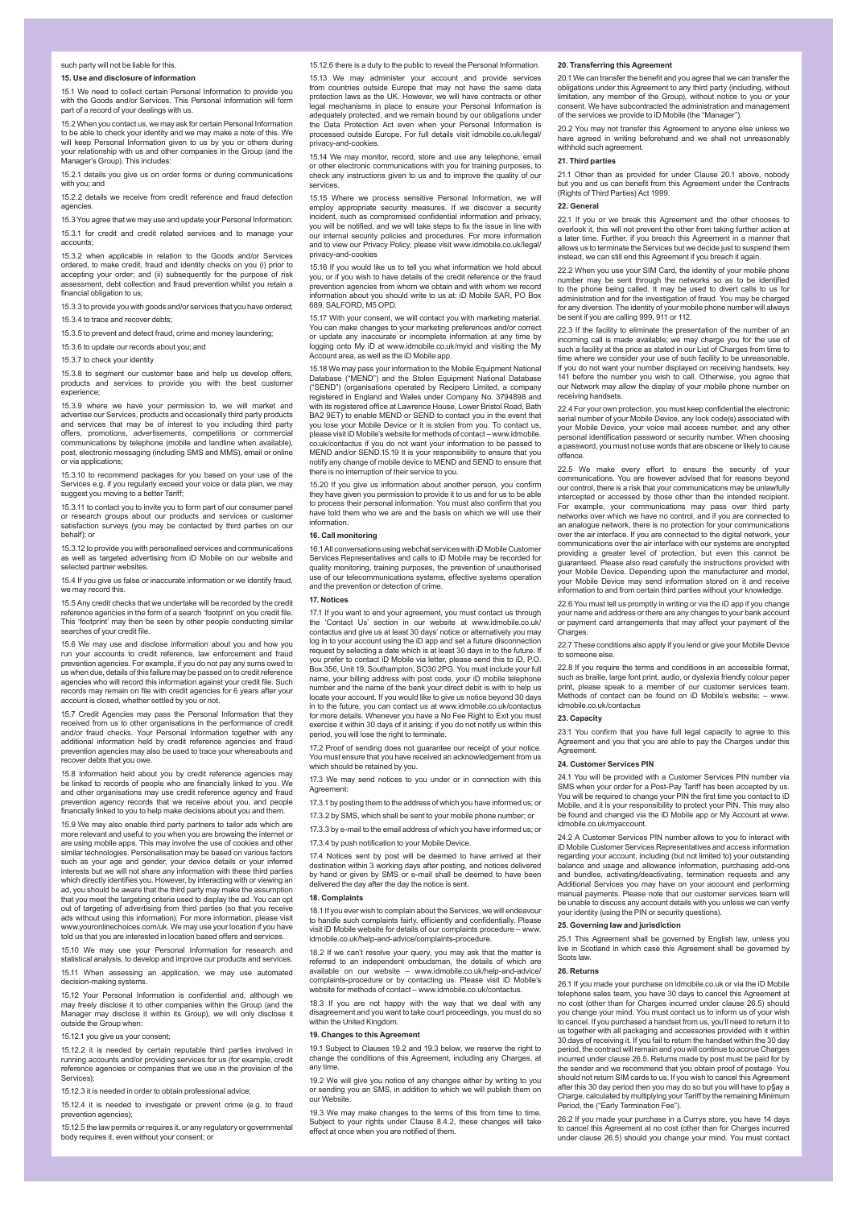such party will not be liable for this.

**15. Use and disclosure of information**

15.1 We need to collect certain Personal Information to provide you with the Goods and/or Services. This Personal Information will form part of a record of your dealings with us.

15.2 When you contact us, we may ask for certain Personal Information to be able to check your identity and we may make a note of this. We will keep Personal Information given to us by you or others during your relationship with us and other companies in the Group (and the Manager's Group). This includes:

15.2.1 details you give us on order forms or during communications with you; and

15.2.2 details we receive from credit reference and fraud detection agencies.

15.3 You agree that we may use and update your Personal Information:

15.3.1 for credit and credit related services and to manage your accounts;

15.3.2 when applicable in relation to the Goods and/or Services ordered, to make credit, fraud and identity checks on you (i) prior to accepting your order; and (ii) subsequently for the purpose of risk assessment, debt collection and fraud prevention whilst you retain a financial obligation to us;

15.3.3 to provide you with goods and/or services that you have ordered;

15.3.4 to trace and recover debts;

15.3.5 to prevent and detect fraud, crime and money laundering;

15.3.6 to update our records about you; and

15.3.7 to check your identity

15.3.8 to segment our customer base and help us develop offers, products and services to provide you with the best customer experience;

15.3.9 where we have your permission to, we will market and advertise our Services, products and occasionally third party products and services that may be of interest to you including third party offers, promotions, advertisements, competitions or commercial communications by telephone (mobile and landline when available), post, electronic messaging (including SMS and MMS), email or online or via applications;

15.3.10 to recommend packages for you based on your use of the Services e.g. if you regularly exceed your voice or data plan, we may suggest you moving to a better Tariff;

15.3.11 to contact you to invite you to form part of our consumer panel or research groups about our products and services or customer satisfaction surveys (you may be contacted by third parties on our behalf); or

15.3.12 to provide you with personalised services and communications as well as targeted advertising from iD Mobile on our website and selected partner websites.

15.4 If you give us false or inaccurate information or we identify fraud, we may record this.

15.5 Any credit checks that we undertake will be recorded by the credit reference agencies in the form of a search 'footprint' on you credit file. This 'footprint' may then be seen by other people conducting similar searches of your credit file.

15.6 We may use and disclose information about you and how you run your accounts to credit reference, law enforcement and fraud prevention agencies. For example, if you do not pay any sums owed to us when due, details of this failure may be passed on to credit reference agencies who will record this information against your credit file. Such records may remain on file with credit agencies for 6 years after your account is closed, whether settled by you or not.

15.7 Credit Agencies may pass the Personal Information that they received from us to other organisations in the performance of credit and/or fraud checks. Your Personal Information together with any additional information held by credit reference agencies and fraud prevention agencies may also be used to trace your whereabouts and recover debts that you owe.

15.8 Information held about you by credit reference agencies may be linked to records of people who are financially linked to you. We and other organisations may use credit reference agency and fraud prevention agency records that we receive about you, and people financially linked to you to help make decisions about you and them.

15.9 We may also enable third party partners to tailor ads which are more relevant and useful to you when you are browsing the internet or are using mobile apps. This may involve the use of cookies and other similar technologies. Personalisation may be based on various factors such as your age and gender, your device details or your inferred interests but we will not share any information with these third parties which directly identifies you. However, by interacting with or viewing an ad, you should be aware that the third party may make the assumption that you meet the targeting criteria used to display the ad. You can opt out of targeting of advertising from third parties (so that you receive ads without using this information). For more information, please visit www.youronlinechoices.com/uk. We may use your location if you have told us that you are interested in location based offers and services.

15.10 We may use your Personal Information for research and statistical analysis, to develop and improve our products and services.

15.11 When assessing an application, we may use automated decision-making systems.

15.12 Your Personal Information is confidential and, although we may freely disclose it to other companies within the Group (and the Manager may disclose it within its Group), we will only disclose it outside the Group when:

15.12.1 you give us your consent;

15.12.2 it is needed by certain reputable third parties involved in running accounts and/or providing services for us (for example, credit reference agencies or companies that we use in the provision of the Services);

15.12.3 it is needed in order to obtain professional advice;

15.12.4 it is needed to investigate or prevent crime (e.g. to fraud prevention agencies);

15.12.5 the law permits or requires it, or any regulatory or governmental body requires it, even without your consent; or

15.12.6 there is a duty to the public to reveal the Personal Information.

15.13 We may administer your account and provide services from countries outside Europe that may not have the same data protection laws as the UK. However, we will have contracts or other legal mechanisms in place to ensure your Personal Information is adequately protected, and we remain bound by our obligations under the Data Protection Act even when your Personal Information is processed outside Europe. For full details visit idmobile.co.uk/legal/privacy-and-cookies.

15.14 We may monitor, record, store and use any telephone, email or other electronic communications with you for training purposes, to check any instructions given to us and to improve the quality of our services.

15.15 Where we process sensitive Personal Information, we will employ appropriate security measures. If we discover a security incident, such as compromised confidential information and privacy, you will be notified, and we will take steps to fix the issue in line with our internal security policies and procedures. For more information and to view our Privacy Policy, please visit www.idmobile.co.uk/legal/privacy-and-cookies

15.16 If you would like us to tell you what information we hold about you, or if you wish to have details of the credit reference or the fraud prevention agencies from whom we obtain and with whom we record information about you should write to us at: iD Mobile SAR, PO Box 689, SALFORD, M5 0PD.

15.17 With your consent, we will contact you with marketing material. You can make changes to your marketing preferences and/or correct or update any inaccurate or incomplete information at any time by logging onto My iD at www.idmobile.co.uk/myid and visiting the My Account area, as well as the iD Mobile app.

15.18 We may pass your information to the Mobile Equipment National Database ("MEND") and the Stolen Equipment National Database ("SEND") (organisations operated by Recipero Limited, a company registered in England and Wales under Company No. 3794898 and with its registered office at Lawrence House, Lower Bristol Road, Bath BA2 9ET) to enable MEND or SEND to contact you in the event that you lose your Mobile Device or it is stolen from you. To contact us, please visit iD Mobile's website for methods of contact – www.idmobile.co.uk/contactus if you do not want your information to be passed to MEND and/or SEND.15.19 It is your responsibility to ensure that you notify any change of mobile device to MEND and SEND to ensure that there is no interruption of their service to you.

15.20 If you give us information about another person, you confirm they have given you permission to provide it to us and for us to be able to process their personal information. You must also confirm that you have told them who we are and the basis on which we will use their information.

**16. Call monitoring**

16.1 All conversations using webchat services with iD Mobile Customer Services Representatives and calls to iD Mobile may be recorded for quality monitoring, training purposes, the prevention of unauthorised use of our telecommunications systems, effective systems operation and the prevention or detection of crime.

**17. Notices**

17.1 If you want to end your agreement, you must contact us through the 'Contact Us' section in our website at www.idmobile.co.uk/contactus and give us at least 30 days' notice or alternatively you may log in to your account using the iD app and set a future disconnection request by selecting a date which is at least 30 days in to the future. If you prefer to contact iD Mobile via letter, please send this to iD, P.O. Box 356, Unit 19, Southampton, SO30 2PG. You must include your full name, your billing address with post code, your iD mobile telephone number and the name of the bank your direct debit is with to help us locate your account. If you would like to give us notice beyond 30 days in to the future, you can contact us at www.idmobile.co.uk/contactus for more details. Whenever you have a No Fee Right to Exit you must exercise it within 30 days of it arising; if you do not notify us within this period, you will lose the right to terminate.

17.2 Proof of sending does not guarantee our receipt of your notice. You must ensure that you have received an acknowledgement from us which should be retained by you.

17.3 We may send notices to you under or in connection with this Agreement:

17.3.1 by posting them to the address of which you have informed us; or

17.3.2 by SMS, which shall be sent to your mobile phone number; or

17.3.3 by e-mail to the email address of which you have informed us; or

17.3.4 by push notification to your Mobile Device.

17.4 Notices sent by post will be deemed to have arrived at their destination within 3 working days after posting, and notices delivered by hand or given by SMS or e-mail shall be deemed to have been delivered the day after the day the notice is sent.

**18. Complaints**

18.1 If you ever wish to complain about the Services, we will endeavour to handle such complaints fairly, efficiently and confidentially. Please visit iD Mobile website for details of our complaints procedure – www.idmobile.co.uk/help-and-advice/complaints-procedure.

18.2 If we can't resolve your query, you may ask that the matter is referred to an independent ombudsman, the details of which are available on our website – www.idmobile.co.uk/help-and-advice/complaints-procedure or by contacting us. Please visit iD Mobile's website for methods of contact – www.idmobile.co.uk/contactus.

18.3 If you are not happy with the way that we deal with any disagreement and you want to take court proceedings, you must do so within the United Kingdom.

**19. Changes to this Agreement**

19.1 Subject to Clauses 19.2 and 19.3 below, we reserve the right to change the conditions of this Agreement, including any Charges, at any time.

19.2 We will give you notice of any changes either by writing to you or sending you an SMS, in addition to which we will publish them on our Website.

19.3 We may make changes to the terms of this from time to time. Subject to your rights under Clause 8.4.2, these changes will take effect at once when you are notified of them.

**20. Transferring this Agreement**

20.1 We can transfer the benefit and you agree that we can transfer the obligations under this Agreement to any third party (including, without limitation, any member of the Group), without notice to you or your consent. We have subcontracted the administration and management of the services we provide to iD Mobile (the "Manager").

20.2 You may not transfer this Agreement to anyone else unless we have agreed in writing beforehand and we shall not unreasonably withhold such agreement.

**21. Third parties**

21.1 Other than as provided for under Clause 20.1 above, nobody but you and us can benefit from this Agreement under the Contracts (Rights of Third Parties) Act 1999.

**22. General**

22.1 If you or we break this Agreement and the other chooses to overlook it, this will not prevent the other from taking further action at a later time. Further, if you breach this Agreement in a manner that allows us to terminate the Services but we decide just to suspend them instead, we can still end this Agreement if you breach it again.

22.2 When you use your SIM Card, the identity of your mobile phone number may be sent through the networks so as to be identified to the phone being called. It may be used to divert calls to us for administration and for the investigation of fraud. You may be charged for any diversion. The identity of your mobile phone number will always be sent if you are calling 999, 911 or 112.

22.3 If the facility to eliminate the presentation of the number of an incoming call is made available; we may charge you for the use of such a facility at the price as stated in our List of Charges from time to time where we consider your use of such facility to be unreasonable. If you do not want your number displayed on receiving handsets, key 141 before the number you wish to call. Otherwise, you agree that our Network may allow the display of your mobile phone number on receiving handsets.

22.4 For your own protection, you must keep confidential the electronic serial number of your Mobile Device, any lock code(s) associated with your Mobile Device, your voice mail access number, and any other personal identification password or security number. When choosing a password, you must not use words that are obscene or likely to cause offence.

22.5 We make every effort to ensure the security of your communications. You are however advised that for reasons beyond our control, there is a risk that your communications may be unlawfully intercepted or accessed by those other than the intended recipient. For example, your communications may pass over third party networks over which we have no control, and if you are connected to an analogue network, there is no protection for your communications over the air interface. If you are connected to the digital network, your communications over the air interface with our systems are encrypted providing a greater level of protection, but even this cannot be guaranteed. Please also read carefully the instructions provided with your Mobile Device. Depending upon the manufacturer and model, your Mobile Device may send information stored on it and receive information to and from certain third parties without your knowledge.

22.6 You must tell us promptly in writing or via the iD app if you change your name and address or there are any changes to your bank account or payment card arrangements that may affect your payment of the Charges.

22.7 These conditions also apply if you lend or give your Mobile Device to someone else.

22.8 If you require the terms and conditions in an accessible format, such as braille, large font print, audio, or dyslexia friendly colour paper print, please speak to a member of our customer services team. Methods of contact can be found on iD Mobile's website; – www.idmobile.co.uk/contactus

**23. Capacity**

23.1 You confirm that you have full legal capacity to agree to this Agreement and you that you are able to pay the Charges under this Agreement.

**24. Customer Services PIN**

24.1 You will be provided with a Customer Services PIN number via SMS when your order for a Post-Pay Tariff has been accepted by us. You will be required to change your PIN the first time you contact to iD Mobile, and it is your responsibility to protect your PIN. This may also be found and changed via the iD Mobile app or My Account at www.idmobile.co.uk/myaccount.

24.2 A Customer Services PIN number allows to you to interact with iD Mobile Customer Services Representatives and access information regarding your account, including (but not limited to) your outstanding balance and usage and allowance information, purchasing add-ons and bundles, activating/deactivating, termination requests and any Additional Services you may have on your account and performing manual payments. Please note that our customer services team will be unable to discuss any account details with you unless we can verify your identity (using the PIN or security questions).

**25. Governing law and jurisdiction**

25.1 This Agreement shall be governed by English law, unless you live in Scotland in which case this Agreement shall be governed by Scots law.

**26. Returns**

26.1 If you made your purchase on idmobile.co.uk or via the iD Mobile telephone sales team, you have 30 days to cancel this Agreement at no cost (other than for Charges incurred under clause 26.5) should you change your mind. You must contact us to inform us of your wish to cancel. If you purchased a handset from us, you'll need to return it to us together with all packaging and accessories provided with it within 30 days of receiving it. If you fail to return the handset within the 30 day period, the contract will remain and you will continue to accrue Charges incurred under clause 26.5. Returns made by post must be paid for by the sender and we recommend that you obtain proof of postage. You should not return SIM cards to us. If you wish to cancel this Agreement after this 30 day period then you may do so but you will have to p§ay a Charge, calculated by multiplying your Tariff by the remaining Minimum Period, (the "Early Termination Fee").

26.2 If you made your purchase in a Currys store, you have 14 days to cancel this Agreement at no cost (other than for Charges incurred under clause 26.5) should you change your mind. You must contact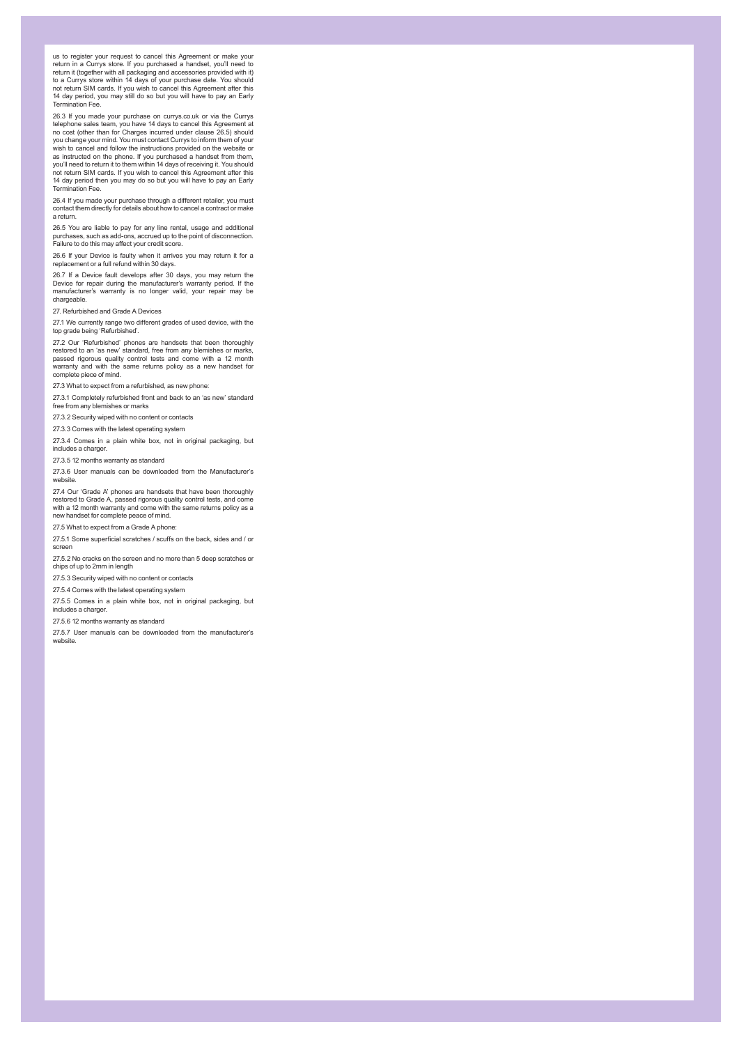us to register your request to cancel this Agreement or make your return in a Currys store. If you purchased a handset, you'll need to return it (together with all packaging and accessories provided with it) to a Currys store within 14 days of your purchase date. You should not return SIM cards. If you wish to cancel this Agreement after this 14 day period, you may still do so but you will have to pay an Early Termination Fee.

26.3 If you made your purchase on currys.co.uk or via the Currys telephone sales team, you have 14 days to cancel this Agreement at no cost (other than for Charges incurred under clause 26.5) should you change your mind. You must contact Currys to inform them of your wish to cancel and follow the instructions provided on the website or as instructed on the phone. If you purchased a handset from them, you'll need to return it to them within 14 days of receiving it. You should not return SIM cards. If you wish to cancel this Agreement after this 14 day period then you may do so but you will have to pay an Early Termination Fee.

26.4 If you made your purchase through a different retailer, you must contact them directly for details about how to cancel a contract or make a return.

26.5 You are liable to pay for any line rental, usage and additional purchases, such as add-ons, accrued up to the point of disconnection. Failure to do this may affect your credit score.

26.6 If your Device is faulty when it arrives you may return it for a replacement or a full refund within 30 days.

26.7 If a Device fault develops after 30 days, you may return the Device for repair during the manufacturer's warranty period. If the manufacturer's warranty is no longer valid, your repair may be chargeable.

27. Refurbished and Grade A Devices

27.1 We currently range two different grades of used device, with the top grade being 'Refurbished'.

27.2 Our 'Refurbished' phones are handsets that been thoroughly restored to an 'as new' standard, free from any blemishes or marks, passed rigorous quality control tests and come with a 12 month warranty and with the same returns policy as a new handset for complete piece of mind.

27.3 What to expect from a refurbished, as new phone:

27.3.1 Completely refurbished front and back to an 'as new' standard free from any blemishes or marks

27.3.2 Security wiped with no content or contacts

27.3.3 Comes with the latest operating system

27.3.4 Comes in a plain white box, not in original packaging, but includes a charger.

27.3.5 12 months warranty as standard

27.3.6 User manuals can be downloaded from the Manufacturer's website.

27.4 Our 'Grade A' phones are handsets that have been thoroughly restored to Grade A, passed rigorous quality control tests, and come with a 12 month warranty and come with the same returns policy as a new handset for complete peace of mind.

27.5 What to expect from a Grade A phone:

27.5.1 Some superficial scratches / scuffs on the back, sides and / or screen

27.5.2 No cracks on the screen and no more than 5 deep scratches or chips of up to 2mm in length

27.5.3 Security wiped with no content or contacts

27.5.4 Comes with the latest operating system

27.5.5 Comes in a plain white box, not in original packaging, but includes a charger.

27.5.6 12 months warranty as standard

27.5.7 User manuals can be downloaded from the manufacturer's website.